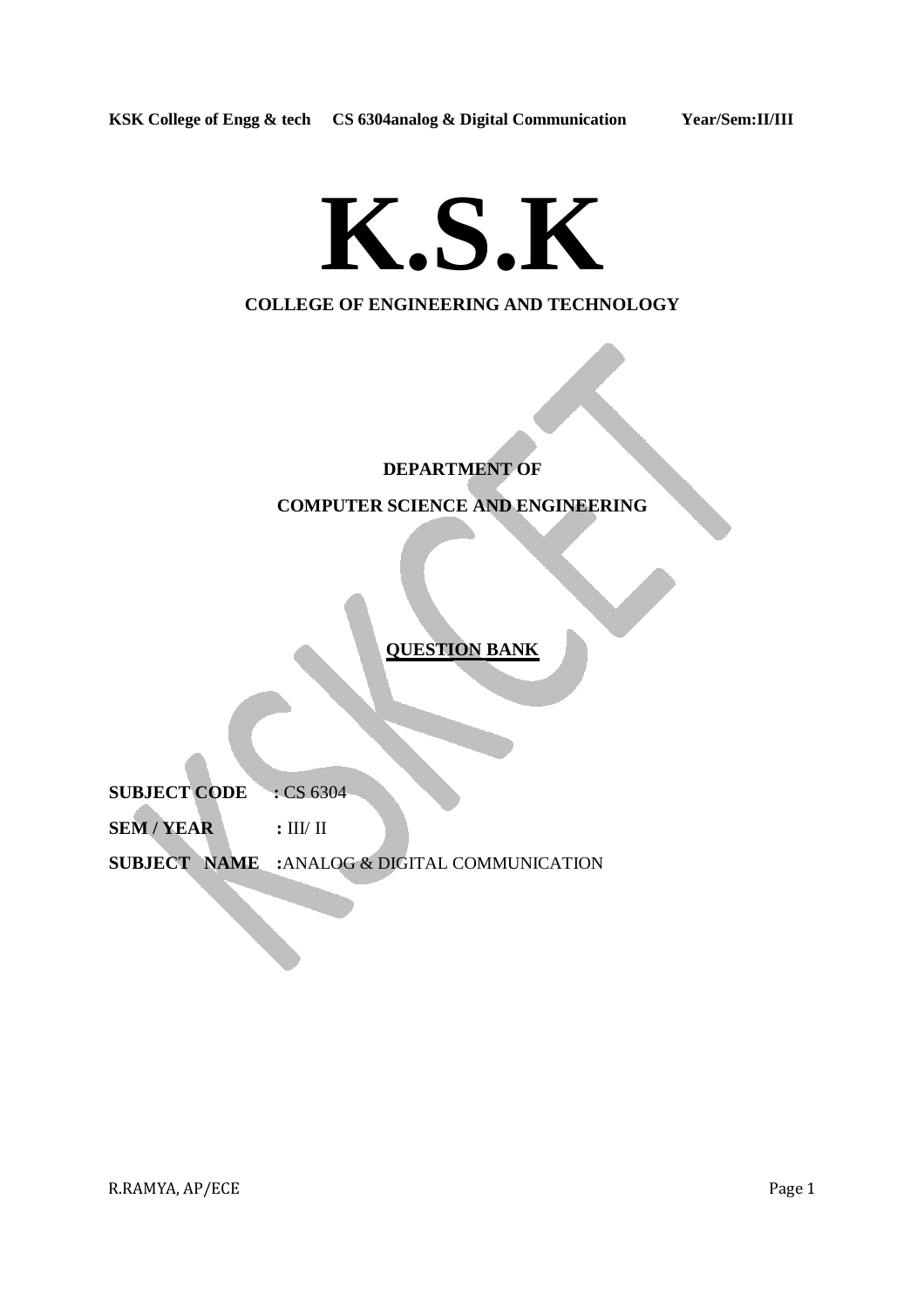# K.S.K

## COLLEGE OF ENGINEERING AND TECHNOLOGY

**DEPARTMENT OF**

**COMPUTER SCIENCE AND ENGINEERING**

**QUESTION BANK**

**SUBJECT CODE** **:** CS 6304

**SEM / YEAR** **:** III/ II

**SUBJECT NAME** **:**ANALOG & DIGITAL COMMUNICATION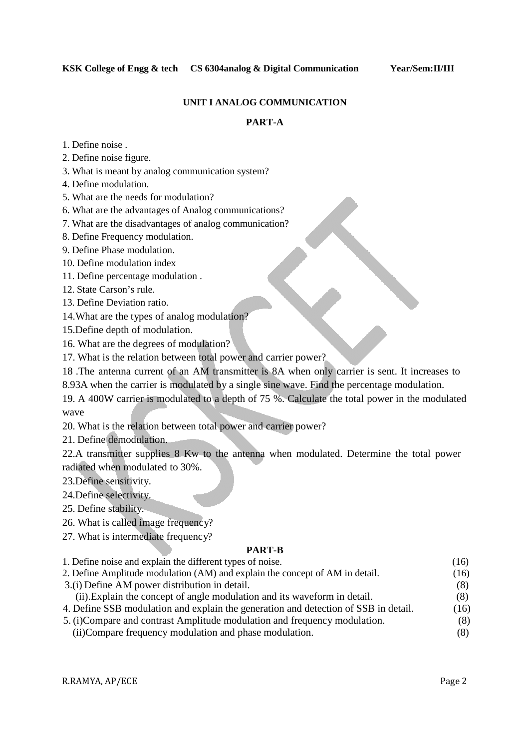## UNIT I ANALOG COMMUNICATION

### PART-A

1. Define noise .
2. Define noise figure.
3. What is meant by analog communication system?
4. Define modulation.
5. What are the needs for modulation?
6. What are the advantages of Analog communications?
7. What are the disadvantages of analog communication?
8. Define Frequency modulation.
9. Define Phase modulation.
10. Define modulation index
11. Define percentage modulation .
12. State Carson's rule.
13. Define Deviation ratio.
14. What are the types of analog modulation?
15. Define depth of modulation.
16. What are the degrees of modulation?
17. What is the relation between total power and carrier power?
18. The antenna current of an AM transmitter is 8A when only carrier is sent. It increases to 8.93A when the carrier is modulated by a single sine wave. Find the percentage modulation.
19. A 400W carrier is modulated to a depth of 75 %. Calculate the total power in the modulated wave
20. What is the relation between total power and carrier power?
21. Define demodulation.
22. A transmitter supplies 8 Kw to the antenna when modulated. Determine the total power radiated when modulated to 30%.
23. Define sensitivity.
24. Define selectivity.
25. Define stability.
26. What is called image frequency?
27. What is intermediate frequency?

### PART-B

1. Define noise and explain the different types of noise. (16)
2. Define Amplitude modulation (AM) and explain the concept of AM in detail. (16)
3. (i) Define AM power distribution in detail. (8)
   (ii). Explain the concept of angle modulation and its waveform in detail. (8)
4. Define SSB modulation and explain the generation and detection of SSB in detail. (16)
5. (i) Compare and contrast Amplitude modulation and frequency modulation. (8)
   (ii) Compare frequency modulation and phase modulation. (8)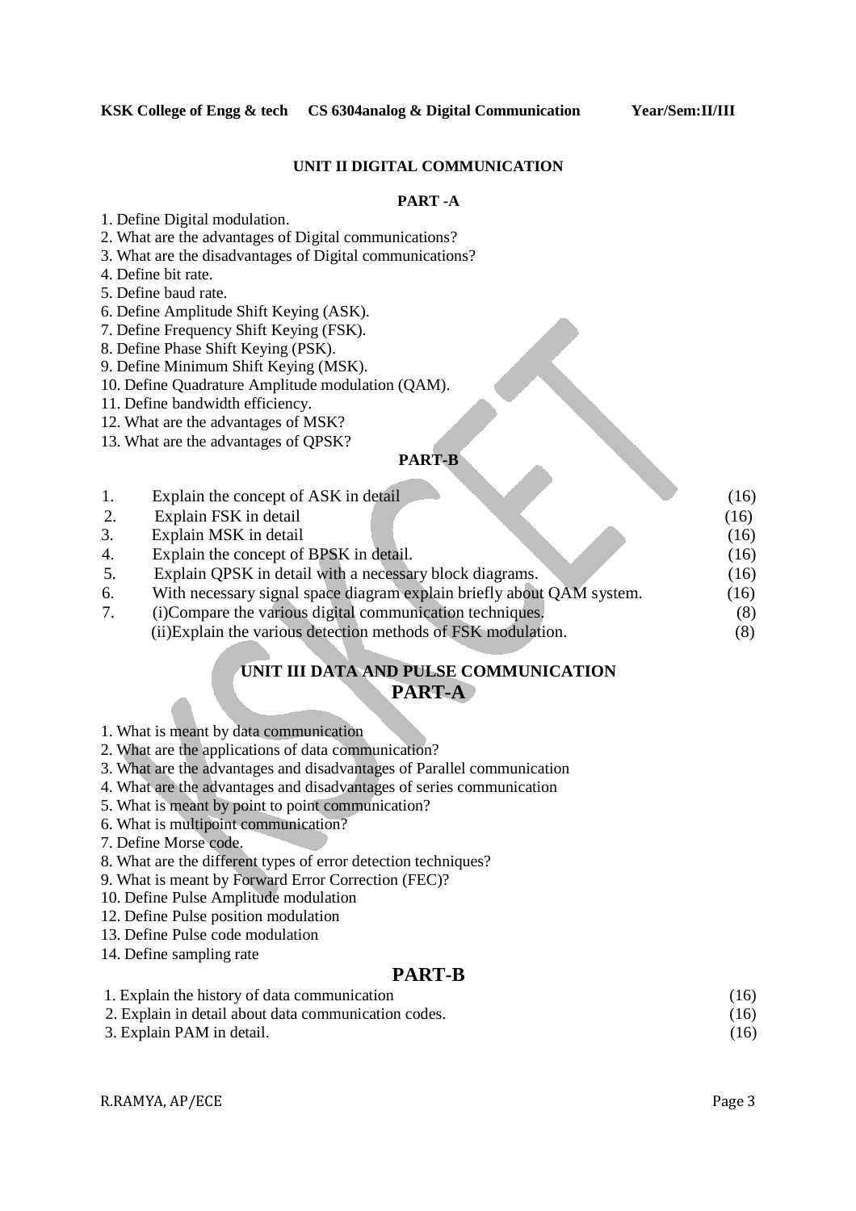## UNIT II DIGITAL COMMUNICATION

### PART -A

1. Define Digital modulation.
2. What are the advantages of Digital communications?
3. What are the disadvantages of Digital communications?
4. Define bit rate.
5. Define baud rate.
6. Define Amplitude Shift Keying (ASK).
7. Define Frequency Shift Keying (FSK).
8. Define Phase Shift Keying (PSK).
9. Define Minimum Shift Keying (MSK).
10. Define Quadrature Amplitude modulation (QAM).
11. Define bandwidth efficiency.
12. What are the advantages of MSK?
13. What are the advantages of QPSK?

### PART-B

| No. | Question | Marks |
|---|---|---|
| 1. | Explain the concept of ASK in detail | (16) |
| 2. | Explain FSK in detail | (16) |
| 3. | Explain MSK in detail | (16) |
| 4. | Explain the concept of BPSK in detail. | (16) |
| 5. | Explain QPSK in detail with a necessary block diagrams. | (16) |
| 6. | With necessary signal space diagram explain briefly about QAM system. | (16) |
| 7. | (i)Compare the various digital communication techniques. | (8) |
| | (ii)Explain the various detection methods of FSK modulation. | (8) |

## UNIT III DATA AND PULSE COMMUNICATION

### PART-A

1. What is meant by data communication
2. What are the applications of data communication?
3. What are the advantages and disadvantages of Parallel communication
4. What are the advantages and disadvantages of series communication
5. What is meant by point to point communication?
6. What is multipoint communication?
7. Define Morse code.
8. What are the different types of error detection techniques?
9. What is meant by Forward Error Correction (FEC)?
10. Define Pulse Amplitude modulation

12. Define Pulse position modulation
13. Define Pulse code modulation
14. Define sampling rate

### PART-B

| No. | Question | Marks |
|---|---|---|
| 1. | Explain the history of data communication | (16) |
| 2. | Explain in detail about data communication codes. | (16) |
| 3. | Explain PAM in detail. | (16) |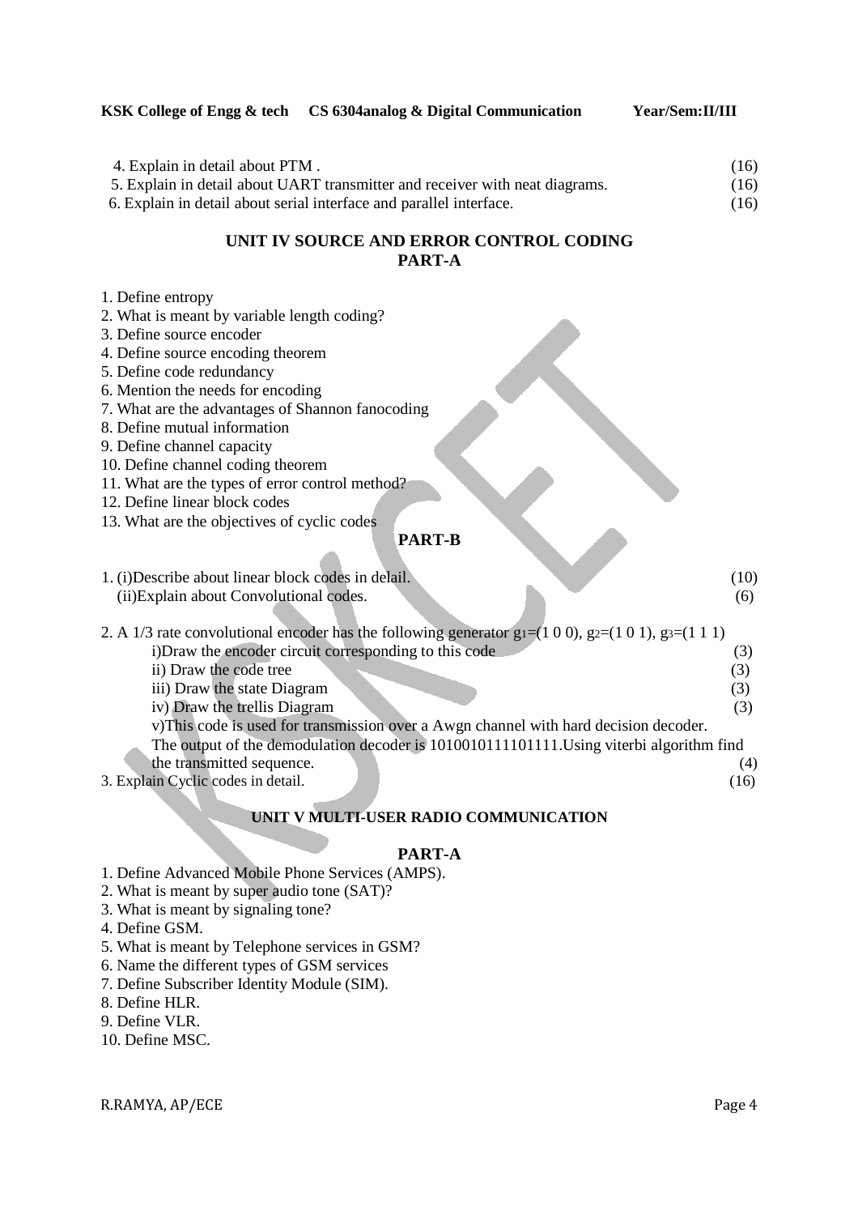4. Explain in detail about PTM . (16)
5. Explain in detail about UART transmitter and receiver with neat diagrams. (16)
6. Explain in detail about serial interface and parallel interface. (16)

## UNIT IV SOURCE AND ERROR CONTROL CODING

### PART-A

1. Define entropy
2. What is meant by variable length coding?
3. Define source encoder
4. Define source encoding theorem
5. Define code redundancy
6. Mention the needs for encoding
7. What are the advantages of Shannon fanocoding
8. Define mutual information
9. Define channel capacity
10. Define channel coding theorem
11. What are the types of error control method?
12. Define linear block codes
13. What are the objectives of cyclic codes

### PART-B

1. (i)Describe about linear block codes in delail. (10)
   (ii)Explain about Convolutional codes. (6)

2. A 1/3 rate convolutional encoder has the following generator $g_1=(1\ 0\ 0)$, $g_2=(1\ 0\ 1)$, $g_3=(1\ 1\ 1)$
   i)Draw the encoder circuit corresponding to this code (3)
   ii) Draw the code tree (3)
   iii) Draw the state Diagram (3)
   iv) Draw the trellis Diagram (3)
   v)This code is used for transmission over a Awgn channel with hard decision decoder. The output of the demodulation decoder is 1010010111101111.Using viterbi algorithm find the transmitted sequence. (4)

3. Explain Cyclic codes in detail. (16)

## UNIT V MULTI-USER RADIO COMMUNICATION

### PART-A

1. Define Advanced Mobile Phone Services (AMPS).
2. What is meant by super audio tone (SAT)?
3. What is meant by signaling tone?
4. Define GSM.
5. What is meant by Telephone services in GSM?
6. Name the different types of GSM services
7. Define Subscriber Identity Module (SIM).
8. Define HLR.
9. Define VLR.
10. Define MSC.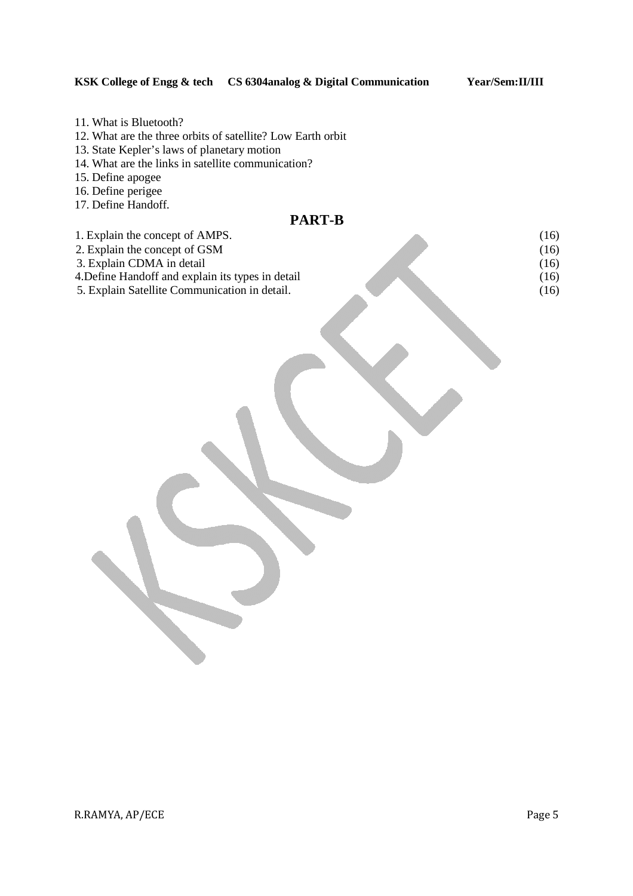11. What is Bluetooth?
12. What are the three orbits of satellite? Low Earth orbit
13. State Kepler's laws of planetary motion
14. What are the links in satellite communication?
15. Define apogee
16. Define perigee
17. Define Handoff.

## PART-B

1. Explain the concept of AMPS. (16)
2. Explain the concept of GSM (16)
3. Explain CDMA in detail (16)
4. Define Handoff and explain its types in detail (16)
5. Explain Satellite Communication in detail. (16)